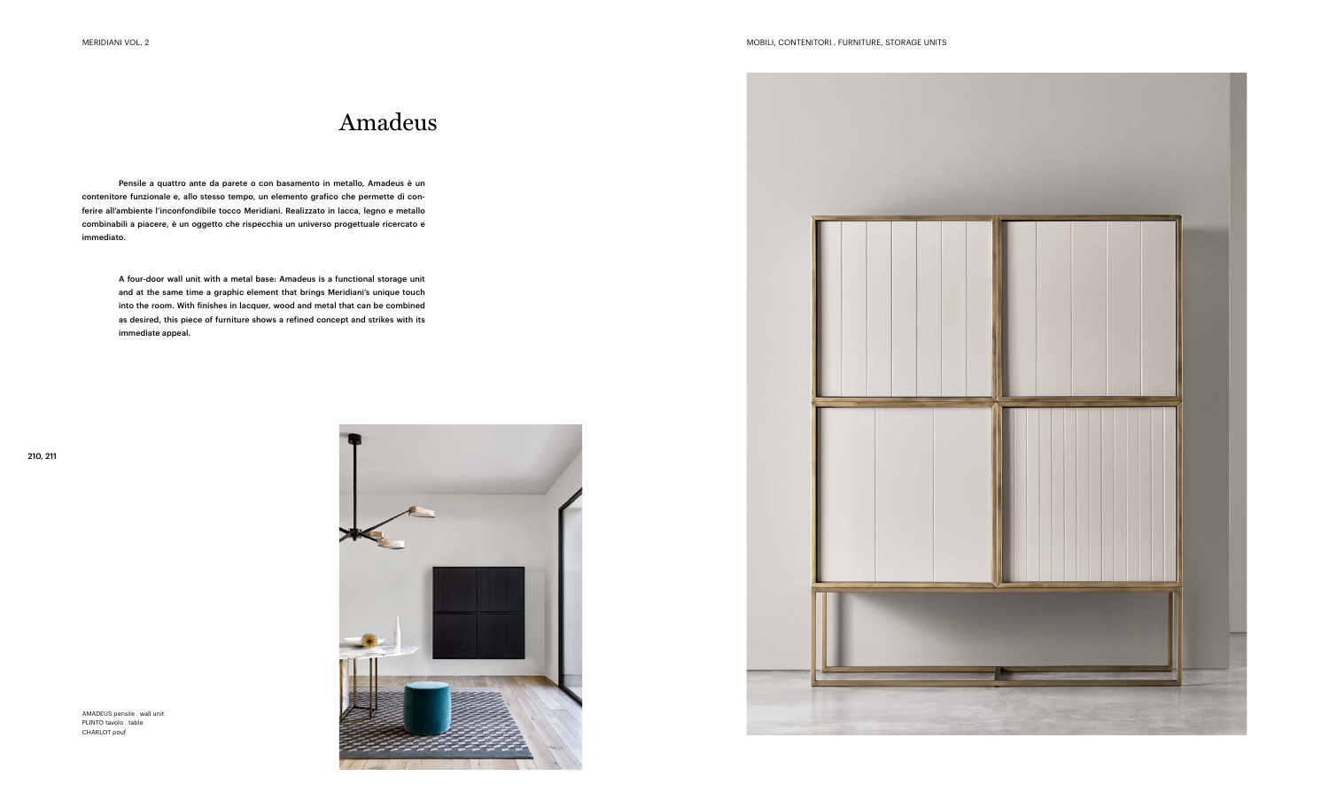# Amadeus

Pensile a quattro ante da parete o con basamento in metallo, Amadeus è un contenitore funzionale e, allo stesso tempo, un elemento grafico che permette di conferire all'ambiente l'inconfondibile tocco Meridiani. Realizzato in lacca, legno e metallo combinabili a piacere, è un oggetto che rispecchia un universo progettuale ricercato e immediato.

A four-door wall unit with a metal base: Amadeus is a functional storage unit and at the same time a graphic element that brings Meridiani's unique touch into the room. With finishes in lacquer, wood and metal that can be combined as desired, this piece of furniture shows a refined concept and strikes with its immediate appeal.

AMADEUS pensile . wall unit
PLINTO tavolo . table
CHARLOT pouf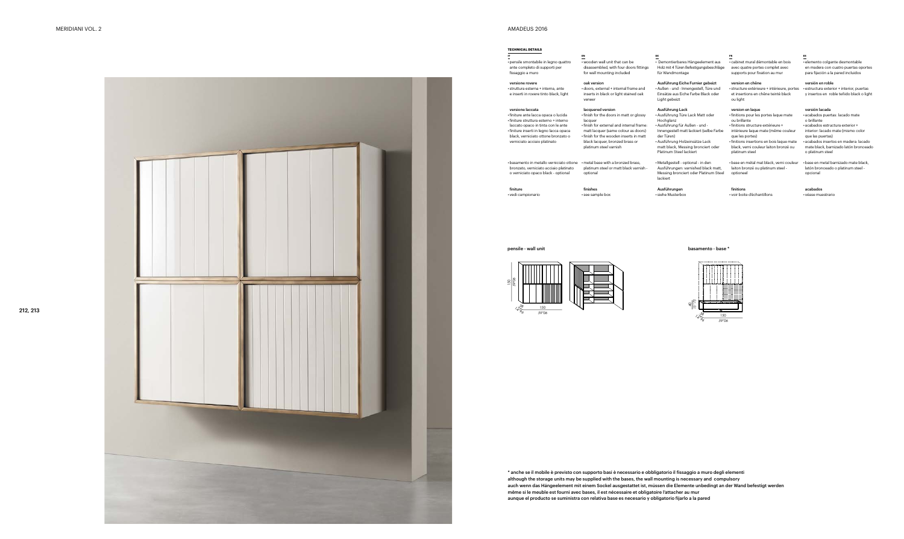# AMADEUS 2016

## TECHNICAL DETAILS

**IT**

• pensile smontabile in legno quattro ante completo di supporti per fissaggio a muro

**versione rovere**
• struttura esterna + interna, ante e inserti in rovere tinto black, light

**versione laccata**
• finiture ante lacca opaca o lucida
• finiture struttura esterno + interno laccato opaco in tinta con le ante
• finiture inserti in legno lacca opaca black, verniciato ottone bronzato o verniciato acciaio platinato

• basamento in metallo verniciato ottone bronzato, verniciato acciaio platinato o verniciato opaco black - optional

**finiture**
• vedi campionario

**EN**

• wooden wall unit that can be disassembled, with four doors fittings for wall mounting included

**oak version**
• doors, external + internal frame and inserts in black or light stained oak veneer

**lacquered version**
• finish for the doors in matt or glossy lacquer
• finish for external and internal frame: matt lacquer (same colour as doors)
• finish for the wooden inserts in matt black lacquer, bronzed brass or platinum steel varnish

• metal base with a bronzed brass, platinum steel or matt black varnish - optional

**finishes**
• see sample box

**DE**

• Demontierbares Hängeelement aus Holz mit 4 Türen Befestigungsbeschläge für Wandmontage

**Ausführung Eiche Furnier gebeizt**
• Außen - und - Innengestell, Türe und Einsätze aus Eiche Farbe Black oder Light gebeizt

**Ausführung Lack**
• Ausführung Türe Lack Matt oder Hochglanz
• Ausführung für Außen - und - Innengestell matt lackiert (selbe Farbe der Türen)
• Ausführung Holzeinsätze Lack matt black, Messing bronciert oder Platinum Steel lackiert

• Metallgestell - optional - in den Ausführungen: varnished black matt, Messing bronciert oder Platinum Steel lackiert

**Ausführungen**
• siehe Musterbox

**FR**

• cabinet mural démontable en bois avec quatre portes complet avec supports pour fixation au mur

**version en chêne**
• structure extérieure + intérieure, portes et insertions en chêne teinté black ou light

**version en laque**
• finitions pour les portes laque mate ou brillante
• finitions structure extérieure + intérieure laque mate (même couleur que les portes)
• finitions insertions en bois laque mate black, verni couleur laiton bronzé ou platinum steel

• base en métal mat black, verni couleur laiton bronzé ou platinum steel - optionnel

**finitions**
• voir boîte d'échantillons

**ES**

• elemento colgante desmontable en madera con cuatro puertas oportes para fijación a la pared incluidos

**versión en roble**
• estructura exterior + interior, puertas y insertos en roble teñido black o light

**versión lacada**
• acabados puertas: lacado mate o brillante
• acabados estructura exterior + interior: lacado mate (mismo color que las puertas)
• acabados insertos en madera: lacado mate black, barnizado latón bronceado o platinum steel

• base en metal barnizado mate black, latón bronceado o platinum steel - opcional

**acabados**
• véase muestrario

**pensile - wall unit**

150
59"06
150
59"06
38
14"96

**basamento - base ***

40
15"75
150
59"06
38
14"96

* anche se il mobile è previsto con supporto basi è necessario e obbligatorio il fissaggio a muro degli elementi
although the storage units may be supplied with the bases, the wall mounting is necessary and compulsory
auch wenn das Hängeelement mit einem Sockel ausgestattet ist, müssen die Elemente unbedingt an der Wand befestigt werden
même si le meuble est fourni avec bases, il est nécessaire et obligatoire l'attacher au mur
aunque el producto se suministra con relativa base es necesario y obligatorio fijarlo a la pared